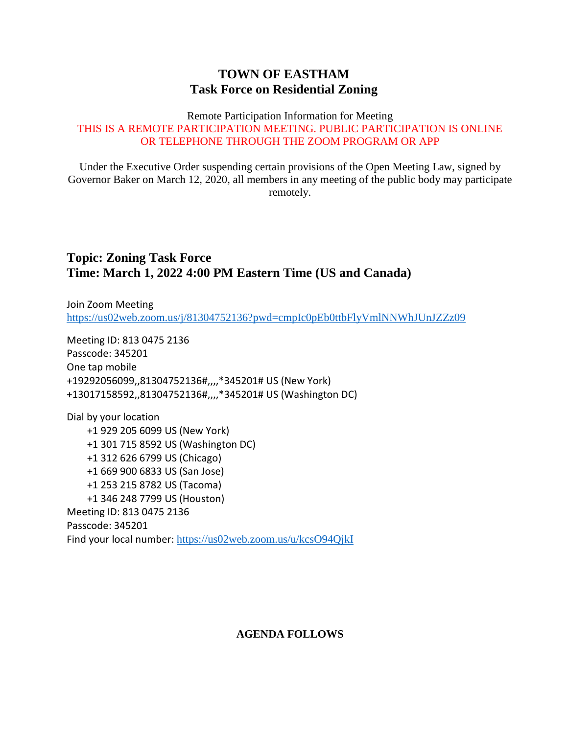# TOWN OF EASTHAM
## Task Force on Residential Zoning

Remote Participation Information for Meeting
THIS IS A REMOTE PARTICIPATION MEETING. PUBLIC PARTICIPATION IS ONLINE OR TELEPHONE THROUGH THE ZOOM PROGRAM OR APP

Under the Executive Order suspending certain provisions of the Open Meeting Law, signed by Governor Baker on March 12, 2020, all members in any meeting of the public body may participate remotely.

**Topic: Zoning Task Force**
**Time: March 1, 2022 4:00 PM Eastern Time (US and Canada)**

Join Zoom Meeting
https://us02web.zoom.us/j/81304752136?pwd=cmpIc0pEb0ttbFlyVmlNNWhJUnJZZz09

Meeting ID: 813 0475 2136
Passcode: 345201
One tap mobile
+19292056099,,81304752136#,,,,*345201# US (New York)
+13017158592,,81304752136#,,,,*345201# US (Washington DC)

Dial by your location
- +1 929 205 6099 US (New York)
- +1 301 715 8592 US (Washington DC)
- +1 312 626 6799 US (Chicago)
- +1 669 900 6833 US (San Jose)
- +1 253 215 8782 US (Tacoma)
- +1 346 248 7799 US (Houston)

Meeting ID: 813 0475 2136
Passcode: 345201
Find your local number: https://us02web.zoom.us/u/kcsO94QjkI

**AGENDA FOLLOWS**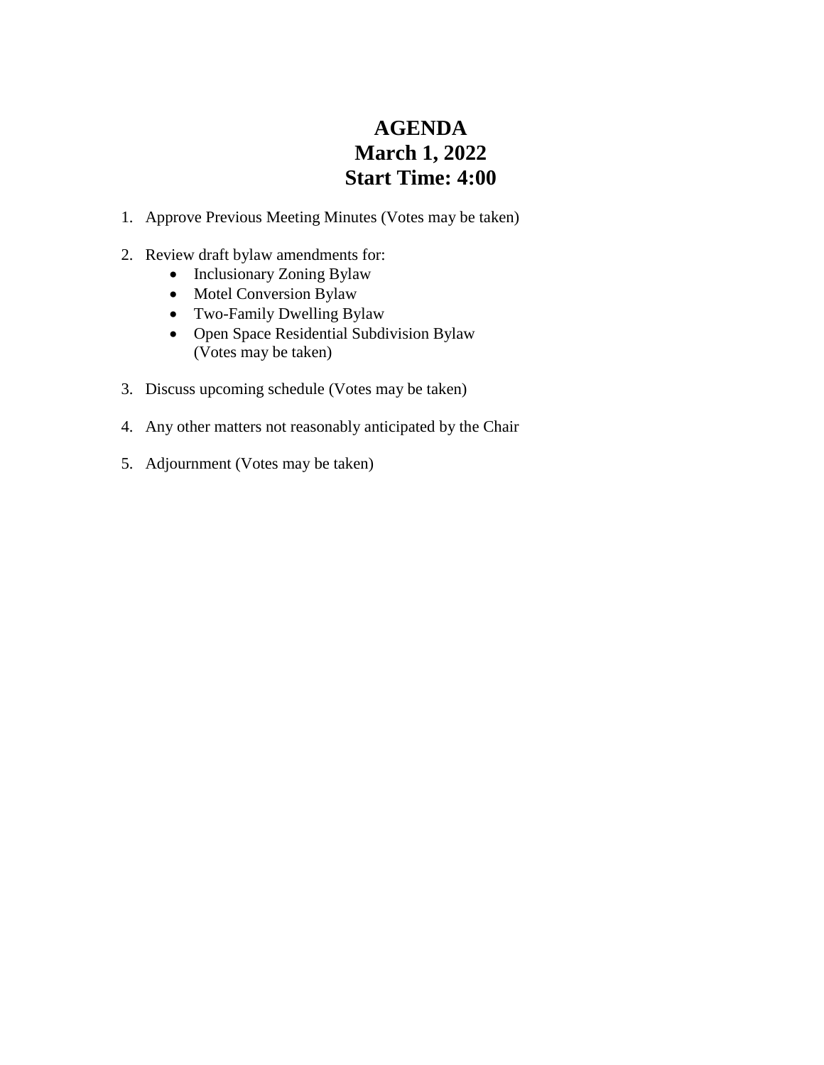# AGENDA
# March 1, 2022
# Start Time: 4:00

1. Approve Previous Meeting Minutes (Votes may be taken)

2. Review draft bylaw amendments for:
   - Inclusionary Zoning Bylaw
   - Motel Conversion Bylaw
   - Two-Family Dwelling Bylaw
   - Open Space Residential Subdivision Bylaw
     (Votes may be taken)

3. Discuss upcoming schedule (Votes may be taken)

4. Any other matters not reasonably anticipated by the Chair

5. Adjournment (Votes may be taken)